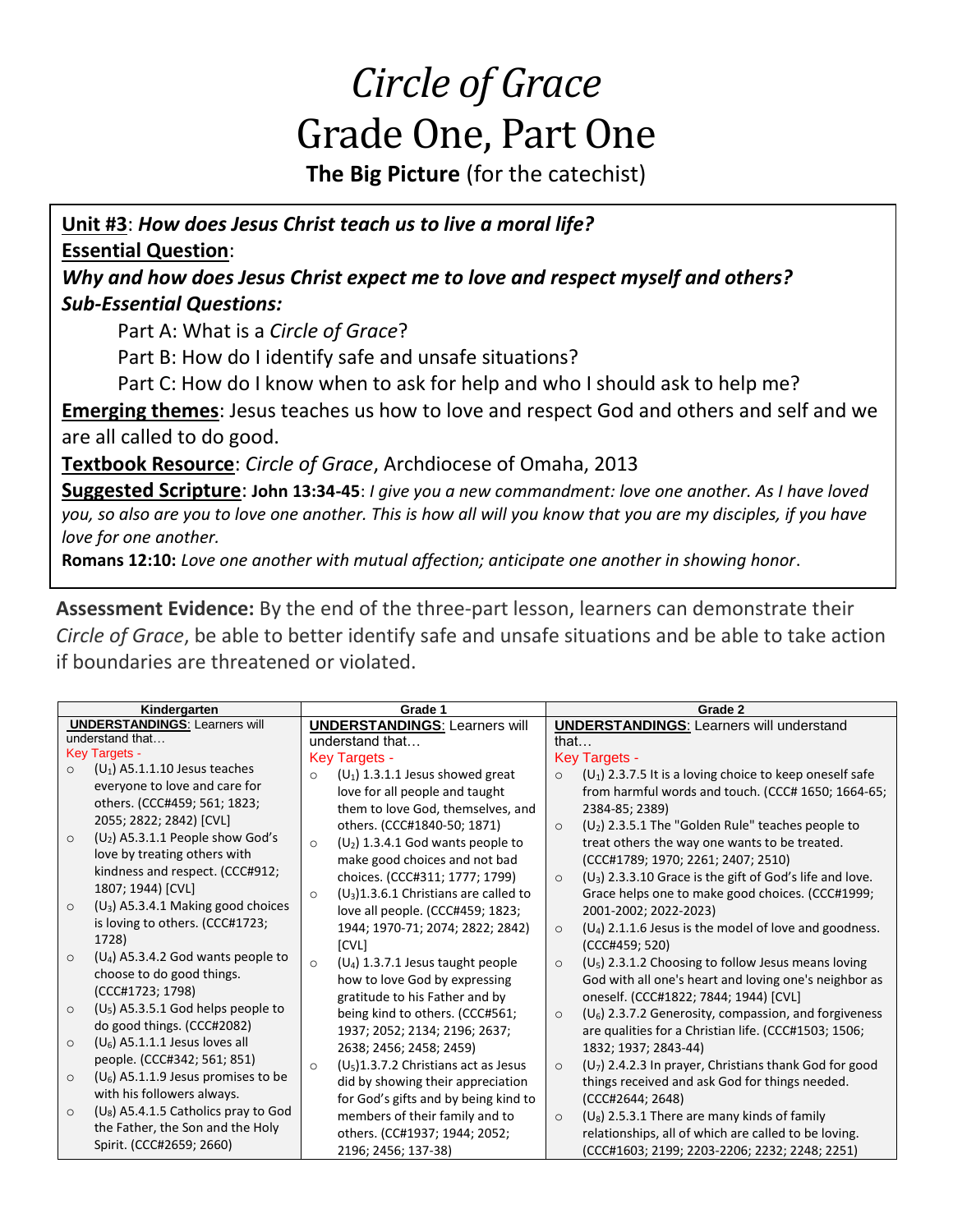# *Circle of Grace*
# Grade One, Part One

**The Big Picture** (for the catechist)

**Unit #3**: ***How does Jesus Christ teach us to live a moral life?***

**Essential Question**:

***Why and how does Jesus Christ expect me to love and respect myself and others?***

***Sub-Essential Questions:***

Part A: What is a *Circle of Grace*?

Part B: How do I identify safe and unsafe situations?

Part C: How do I know when to ask for help and who I should ask to help me?

**Emerging themes**: Jesus teaches us how to love and respect God and others and self and we are all called to do good.

**Textbook Resource**: *Circle of Grace*, Archdiocese of Omaha, 2013

**Suggested Scripture**: **John 13:34-45**: *I give you a new commandment: love one another. As I have loved you, so also are you to love one another. This is how all will you know that you are my disciples, if you have love for one another.*

**Romans 12:10:** *Love one another with mutual affection; anticipate one another in showing honor*.

**Assessment Evidence:** By the end of the three-part lesson, learners can demonstrate their *Circle of Grace*, be able to better identify safe and unsafe situations and be able to take action if boundaries are threatened or violated.

| Kindergarten | Grade 1 | Grade 2 |
|---|---|---|
| **UNDERSTANDINGS**: Learners will understand that…<br>Key Targets -<br>○ ($U_1$) A5.1.1.10 Jesus teaches everyone to love and care for others. (CCC#459; 561; 1823; 2055; 2822; 2842) [CVL]<br>○ ($U_2$) A5.3.1.1 People show God's love by treating others with kindness and respect. (CCC#912; 1807; 1944) [CVL]<br>○ ($U_3$) A5.3.4.1 Making good choices is loving to others. (CCC#1723; 1728)<br>○ ($U_4$) A5.3.4.2 God wants people to choose to do good things. (CCC#1723; 1798)<br>○ ($U_5$) A5.3.5.1 God helps people to do good things. (CCC#2082)<br>○ ($U_6$) A5.1.1.1 Jesus loves all people. (CCC#342; 561; 851)<br>○ ($U_6$) A5.1.1.9 Jesus promises to be with his followers always.<br>○ ($U_8$) A5.4.1.5 Catholics pray to God the Father, the Son and the Holy Spirit. (CCC#2659; 2660) | **UNDERSTANDINGS**: Learners will understand that…<br>Key Targets -<br>○ ($U_1$) 1.3.1.1 Jesus showed great love for all people and taught them to love God, themselves, and others. (CCC#1840-50; 1871)<br>○ ($U_2$) 1.3.4.1 God wants people to make good choices and not bad choices. (CCC#311; 1777; 1799)<br>○ ($U_3$)1.3.6.1 Christians are called to love all people. (CCC#459; 1823; 1944; 1970-71; 2074; 2822; 2842) [CVL]<br>○ ($U_4$) 1.3.7.1 Jesus taught people how to love God by expressing gratitude to his Father and by being kind to others. (CCC#561; 1937; 2052; 2134; 2196; 2637; 2638; 2456; 2458; 2459)<br>○ ($U_5$)1.3.7.2 Christians act as Jesus did by showing their appreciation for God's gifts and by being kind to members of their family and to others. (CC#1937; 1944; 2052; 2196; 2456; 137-38) | **UNDERSTANDINGS**: Learners will understand that…<br>Key Targets -<br>○ ($U_1$) 2.3.7.5 It is a loving choice to keep oneself safe from harmful words and touch. (CCC# 1650; 1664-65; 2384-85; 2389)<br>○ ($U_2$) 2.3.5.1 The "Golden Rule" teaches people to treat others the way one wants to be treated. (CCC#1789; 1970; 2261; 2407; 2510)<br>○ ($U_3$) 2.3.3.10 Grace is the gift of God's life and love. Grace helps one to make good choices. (CCC#1999; 2001-2002; 2022-2023)<br>○ ($U_4$) 2.1.1.6 Jesus is the model of love and goodness. (CCC#459; 520)<br>○ ($U_5$) 2.3.1.2 Choosing to follow Jesus means loving God with all one's heart and loving one's neighbor as oneself. (CCC#1822; 7844; 1944) [CVL]<br>○ ($U_6$) 2.3.7.2 Generosity, compassion, and forgiveness are qualities for a Christian life. (CCC#1503; 1506; 1832; 1937; 2843-44)<br>○ ($U_7$) 2.4.2.3 In prayer, Christians thank God for good things received and ask God for things needed. (CCC#2644; 2648)<br>○ ($U_8$) 2.5.3.1 There are many kinds of family relationships, all of which are called to be loving. (CCC#1603; 2199; 2203-2206; 2232; 2248; 2251) |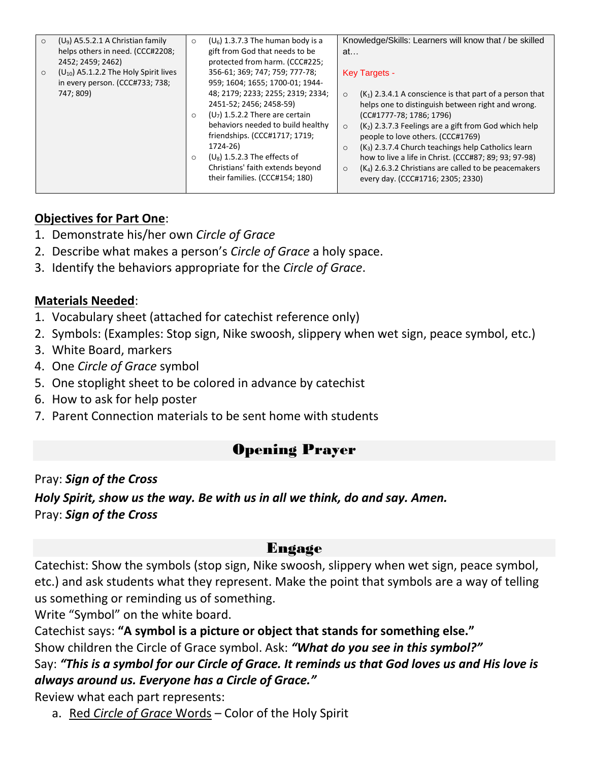| | | |
|---|---|---|
| ○ ($U_9$) A5.5.2.1 A Christian family helps others in need. (CCC#2208; 2452; 2459; 2462)<br>○ ($U_{10}$) A5.1.2.2 The Holy Spirit lives in every person. (CCC#733; 738; 747; 809) | ○ ($U_6$) 1.3.7.3 The human body is a gift from God that needs to be protected from harm. (CCC#225; 356-61; 369; 747; 759; 777-78; 959; 1604; 1655; 1700-01; 1944-48; 2179; 2233; 2255; 2319; 2334; 2451-52; 2456; 2458-59)<br>○ ($U_7$) 1.5.2.2 There are certain behaviors needed to build healthy friendships. (CCC#1717; 1719; 1724-26)<br>○ ($U_8$) 1.5.2.3 The effects of Christians' faith extends beyond their families. (CCC#154; 180) | Knowledge/Skills: Learners will know that / be skilled at…<br><br>Key Targets -<br><br>○ ($K_1$) 2.3.4.1 A conscience is that part of a person that helps one to distinguish between right and wrong. (CC#1777-78; 1786; 1796)<br>○ ($K_2$) 2.3.7.3 Feelings are a gift from God which help people to love others. (CCC#1769)<br>○ ($K_3$) 2.3.7.4 Church teachings help Catholics learn how to live a life in Christ. (CCC#87; 89; 93; 97-98)<br>○ ($K_4$) 2.6.3.2 Christians are called to be peacemakers every day. (CCC#1716; 2305; 2330) |

**Objectives for Part One**:

1. Demonstrate his/her own *Circle of Grace*
2. Describe what makes a person's *Circle of Grace* a holy space.
3. Identify the behaviors appropriate for the *Circle of Grace*.

**Materials Needed**:

1. Vocabulary sheet (attached for catechist reference only)
2. Symbols: (Examples: Stop sign, Nike swoosh, slippery when wet sign, peace symbol, etc.)
3. White Board, markers
4. One *Circle of Grace* symbol
5. One stoplight sheet to be colored in advance by catechist
6. How to ask for help poster
7. Parent Connection materials to be sent home with students

## Opening Prayer

Pray: ***Sign of the Cross***

***Holy Spirit, show us the way. Be with us in all we think, do and say. Amen.***

Pray: ***Sign of the Cross***

## Engage

Catechist: Show the symbols (stop sign, Nike swoosh, slippery when wet sign, peace symbol, etc.) and ask students what they represent. Make the point that symbols are a way of telling us something or reminding us of something.

Write "Symbol" on the white board.

Catechist says: **"A symbol is a picture or object that stands for something else."**

Show children the Circle of Grace symbol. Ask: ***"What do you see in this symbol?"***

Say: ***"This is a symbol for our Circle of Grace. It reminds us that God loves us and His love is always around us. Everyone has a Circle of Grace."***

Review what each part represents:

a. Red *Circle of Grace* Words – Color of the Holy Spirit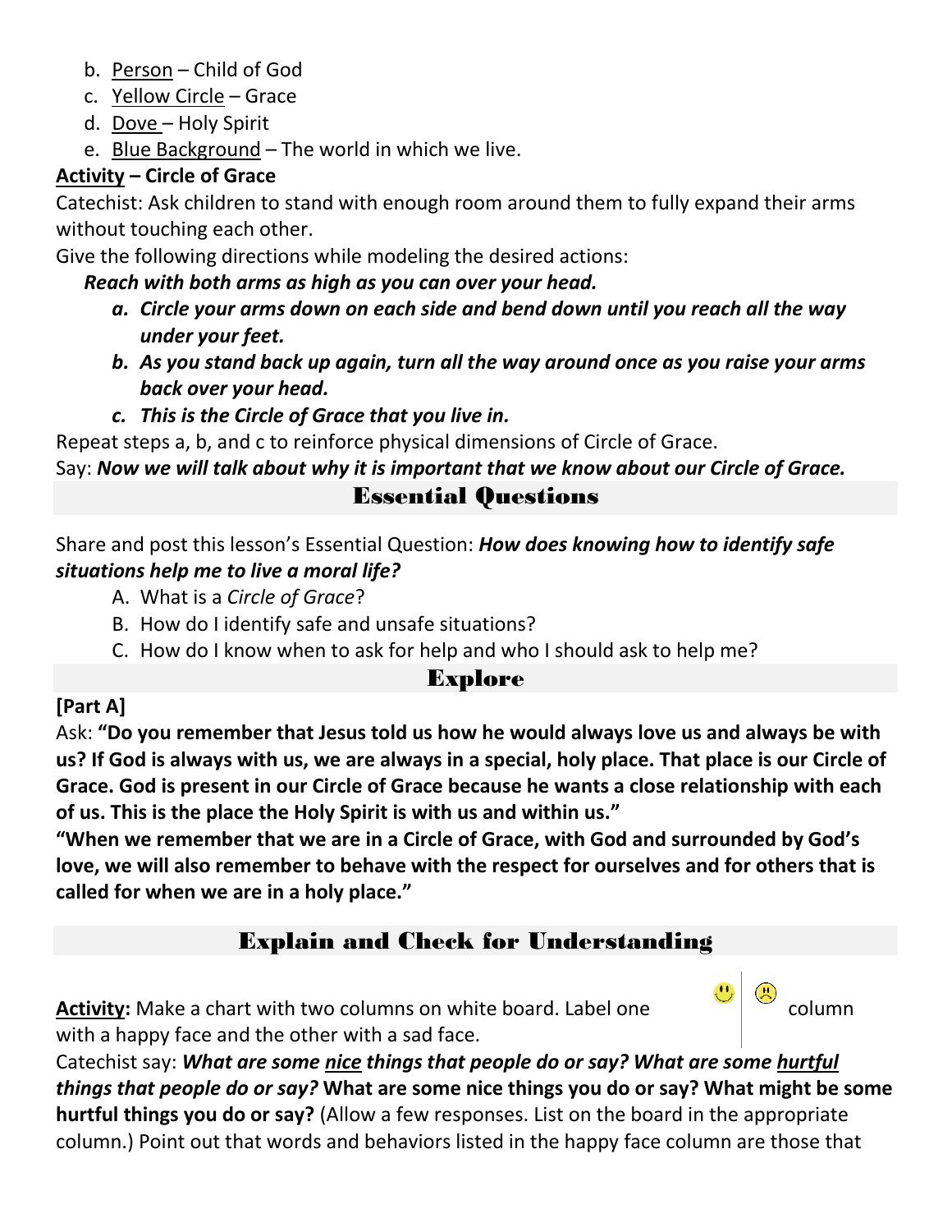b. <u>Person</u> – Child of God
c. <u>Yellow Circle</u> – Grace
d. <u>Dove</u> – Holy Spirit
e. <u>Blue Background</u> – The world in which we live.

**<u>Activity</u> – Circle of Grace**

Catechist: Ask children to stand with enough room around them to fully expand their arms without touching each other.

Give the following directions while modeling the desired actions:

***Reach with both arms as high as you can over your head.***

a. ***Circle your arms down on each side and bend down until you reach all the way under your feet.***
b. ***As you stand back up again, turn all the way around once as you raise your arms back over your head.***
c. ***This is the Circle of Grace that you live in.***

Repeat steps a, b, and c to reinforce physical dimensions of Circle of Grace.

Say: ***Now we will talk about why it is important that we know about our Circle of Grace.***

## Essential Questions

Share and post this lesson's Essential Question: ***How does knowing how to identify safe situations help me to live a moral life?***

A. What is a *Circle of Grace*?
B. How do I identify safe and unsafe situations?
C. How do I know when to ask for help and who I should ask to help me?

## Explore

**[Part A]**

Ask: **"Do you remember that Jesus told us how he would always love us and always be with us? If God is always with us, we are always in a special, holy place. That place is our Circle of Grace. God is present in our Circle of Grace because he wants a close relationship with each of us. This is the place the Holy Spirit is with us and within us."**

**"When we remember that we are in a Circle of Grace, with God and surrounded by God's love, we will also remember to behave with the respect for ourselves and for others that is called for when we are in a holy place."**

## Explain and Check for Understanding

**<u>Activity:</u>** Make a chart with two columns on white board. Label one column with a happy face and the other with a sad face.

Catechist say: ***What are some <u>nice</u> things that people do or say? What are some <u>hurtful</u> things that people do or say?*** **What are some nice things you do or say? What might be some hurtful things you do or say?** (Allow a few responses. List on the board in the appropriate column.) Point out that words and behaviors listed in the happy face column are those that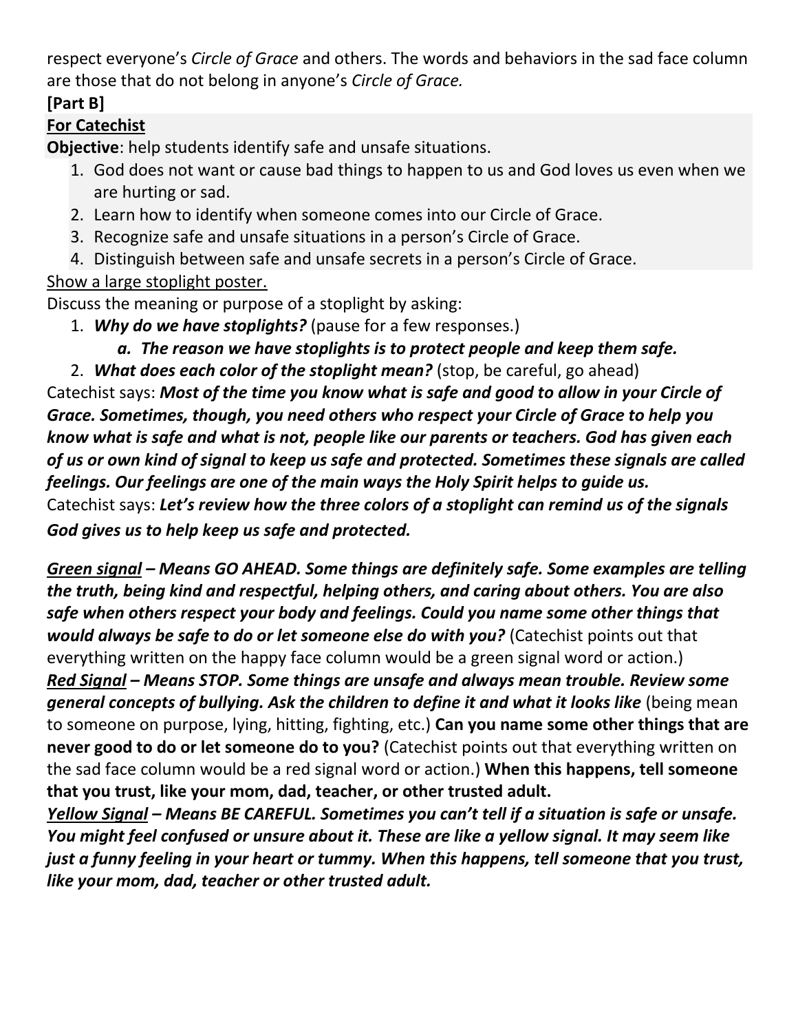respect everyone's *Circle of Grace* and others. The words and behaviors in the sad face column are those that do not belong in anyone's *Circle of Grace.*

**[Part B]**

**<u>For Catechist</u>**

**Objective**: help students identify safe and unsafe situations.

1. God does not want or cause bad things to happen to us and God loves us even when we are hurting or sad.
2. Learn how to identify when someone comes into our Circle of Grace.
3. Recognize safe and unsafe situations in a person's Circle of Grace.
4. Distinguish between safe and unsafe secrets in a person's Circle of Grace.

<u>Show a large stoplight poster.</u>

Discuss the meaning or purpose of a stoplight by asking:

1. ***Why do we have stoplights?*** (pause for a few responses.)
    a. ***The reason we have stoplights is to protect people and keep them safe.***
2. ***What does each color of the stoplight mean?*** (stop, be careful, go ahead)

Catechist says: ***Most of the time you know what is safe and good to allow in your Circle of Grace. Sometimes, though, you need others who respect your Circle of Grace to help you know what is safe and what is not, people like our parents or teachers. God has given each of us or own kind of signal to keep us safe and protected. Sometimes these signals are called feelings. Our feelings are one of the main ways the Holy Spirit helps to guide us.***

Catechist says: ***Let's review how the three colors of a stoplight can remind us of the signals God gives us to help keep us safe and protected.***

***<u>Green signal</u> – Means GO AHEAD. Some things are definitely safe. Some examples are telling the truth, being kind and respectful, helping others, and caring about others. You are also safe when others respect your body and feelings. Could you name some other things that would always be safe to do or let someone else do with you?*** (Catechist points out that everything written on the happy face column would be a green signal word or action.)

***<u>Red Signal</u> – Means STOP. Some things are unsafe and always mean trouble. Review some general concepts of bullying. Ask the children to define it and what it looks like*** (being mean to someone on purpose, lying, hitting, fighting, etc.) **Can you name some other things that are never good to do or let someone do to you?** (Catechist points out that everything written on the sad face column would be a red signal word or action.) **When this happens, tell someone that you trust, like your mom, dad, teacher, or other trusted adult.**

***<u>Yellow Signal</u> – Means BE CAREFUL. Sometimes you can't tell if a situation is safe or unsafe. You might feel confused or unsure about it. These are like a yellow signal. It may seem like just a funny feeling in your heart or tummy. When this happens, tell someone that you trust, like your mom, dad, teacher or other trusted adult.***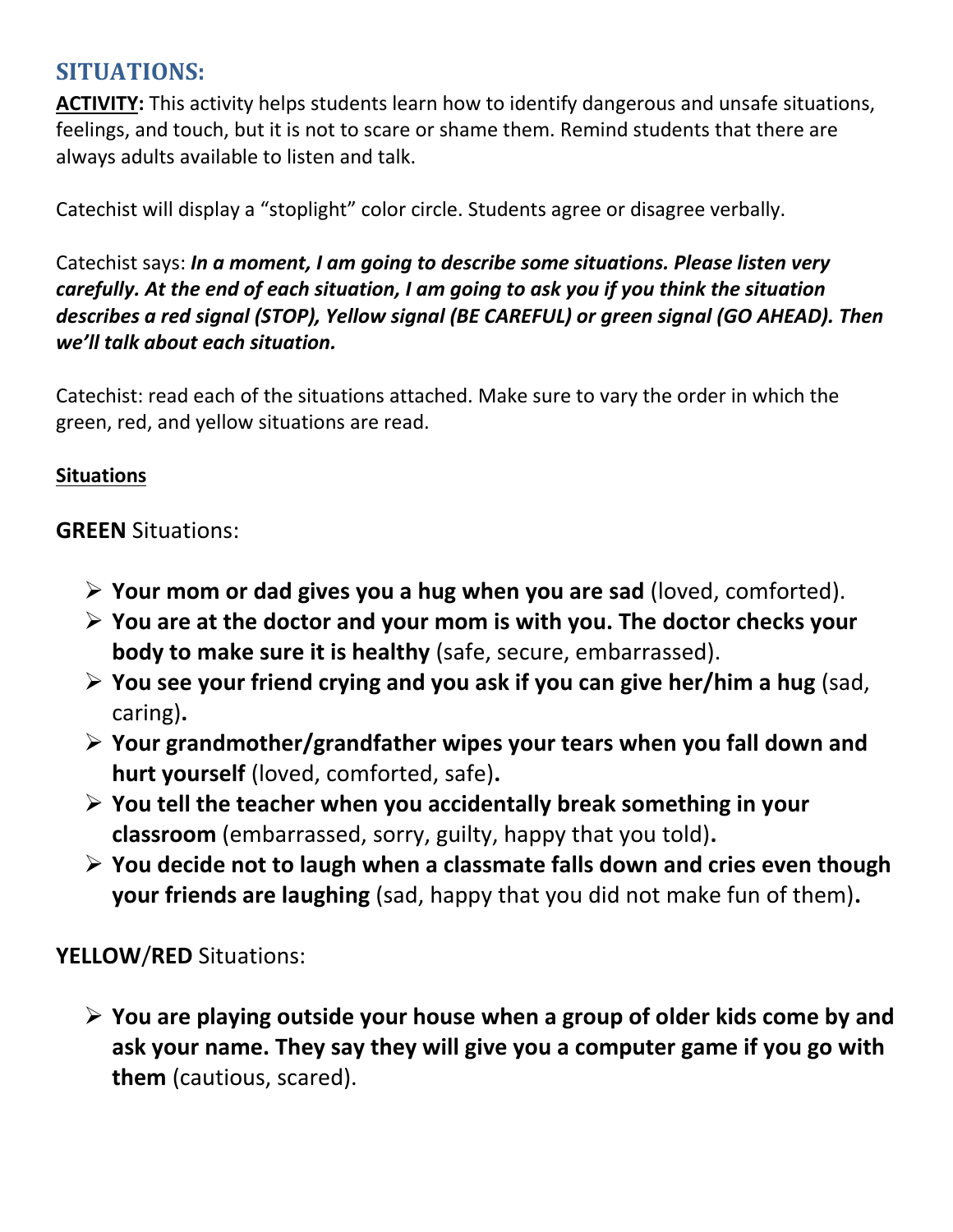## SITUATIONS:

**ACTIVITY:** This activity helps students learn how to identify dangerous and unsafe situations, feelings, and touch, but it is not to scare or shame them. Remind students that there are always adults available to listen and talk.

Catechist will display a "stoplight" color circle. Students agree or disagree verbally.

Catechist says: ***In a moment, I am going to describe some situations. Please listen very carefully. At the end of each situation, I am going to ask you if you think the situation describes a red signal (STOP), Yellow signal (BE CAREFUL) or green signal (GO AHEAD). Then we'll talk about each situation.***

Catechist: read each of the situations attached. Make sure to vary the order in which the green, red, and yellow situations are read.

**Situations**

**GREEN** Situations:

- **Your mom or dad gives you a hug when you are sad** (loved, comforted).
- **You are at the doctor and your mom is with you. The doctor checks your body to make sure it is healthy** (safe, secure, embarrassed).
- **You see your friend crying and you ask if you can give her/him a hug** (sad, caring)**.**
- **Your grandmother/grandfather wipes your tears when you fall down and hurt yourself** (loved, comforted, safe)**.**
- **You tell the teacher when you accidentally break something in your classroom** (embarrassed, sorry, guilty, happy that you told)**.**
- **You decide not to laugh when a classmate falls down and cries even though your friends are laughing** (sad, happy that you did not make fun of them)**.**

**YELLOW**/**RED** Situations:

- **You are playing outside your house when a group of older kids come by and ask your name. They say they will give you a computer game if you go with them** (cautious, scared).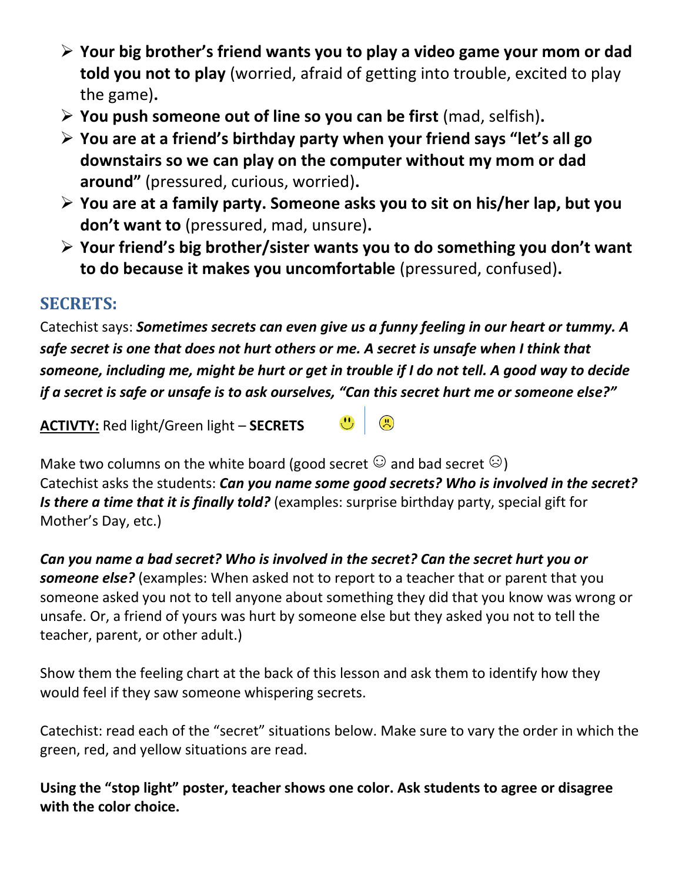- **Your big brother's friend wants you to play a video game your mom or dad told you not to play** (worried, afraid of getting into trouble, excited to play the game)**.**
- **You push someone out of line so you can be first** (mad, selfish)**.**
- **You are at a friend's birthday party when your friend says "let's all go downstairs so we can play on the computer without my mom or dad around"** (pressured, curious, worried)**.**
- **You are at a family party. Someone asks you to sit on his/her lap, but you don't want to** (pressured, mad, unsure)**.**
- **Your friend's big brother/sister wants you to do something you don't want to do because it makes you uncomfortable** (pressured, confused)**.**

## SECRETS:

Catechist says: ***Sometimes secrets can even give us a funny feeling in our heart or tummy. A safe secret is one that does not hurt others or me. A secret is unsafe when I think that someone, including me, might be hurt or get in trouble if I do not tell. A good way to decide if a secret is safe or unsafe is to ask ourselves, "Can this secret hurt me or someone else?"***

<u>**ACTIVTY:**</u> Red light/Green light – **SECRETS** 🙂 | ☹

Make two columns on the white board (good secret ☺ and bad secret ☹)
Catechist asks the students: ***Can you name some good secrets? Who is involved in the secret? Is there a time that it is finally told?*** (examples: surprise birthday party, special gift for Mother's Day, etc.)

***Can you name a bad secret? Who is involved in the secret? Can the secret hurt you or someone else?*** (examples: When asked not to report to a teacher that or parent that you someone asked you not to tell anyone about something they did that you know was wrong or unsafe. Or, a friend of yours was hurt by someone else but they asked you not to tell the teacher, parent, or other adult.)

Show them the feeling chart at the back of this lesson and ask them to identify how they would feel if they saw someone whispering secrets.

Catechist: read each of the "secret" situations below. Make sure to vary the order in which the green, red, and yellow situations are read.

**Using the "stop light" poster, teacher shows one color. Ask students to agree or disagree with the color choice.**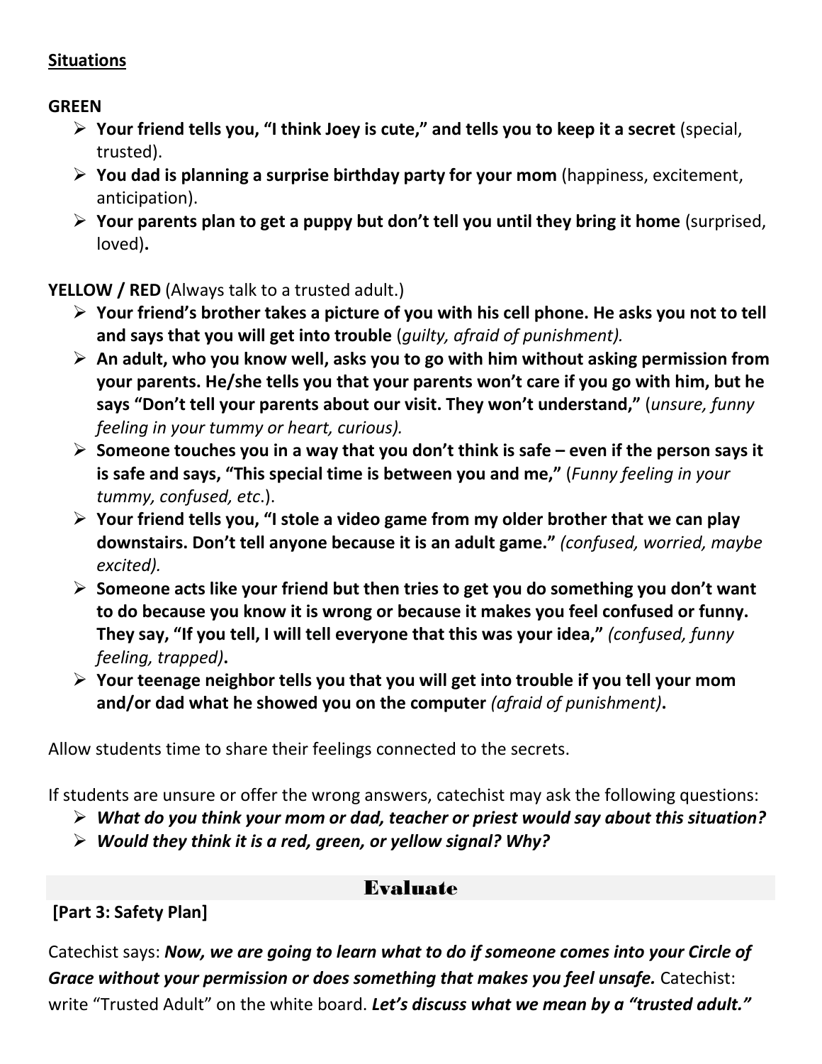**<u>Situations</u>**

**GREEN**

- **Your friend tells you, "I think Joey is cute," and tells you to keep it a secret** (special, trusted).
- **You dad is planning a surprise birthday party for your mom** (happiness, excitement, anticipation).
- **Your parents plan to get a puppy but don't tell you until they bring it home** (surprised, loved)**.**

**YELLOW / RED** (Always talk to a trusted adult.)

- **Your friend's brother takes a picture of you with his cell phone. He asks you not to tell and says that you will get into trouble** (*guilty, afraid of punishment).*
- **An adult, who you know well, asks you to go with him without asking permission from your parents. He/she tells you that your parents won't care if you go with him, but he says "Don't tell your parents about our visit. They won't understand,"** (*unsure, funny feeling in your tummy or heart, curious).*
- **Someone touches you in a way that you don't think is safe – even if the person says it is safe and says, "This special time is between you and me,"** (*Funny feeling in your tummy, confused, etc*.).
- **Your friend tells you, "I stole a video game from my older brother that we can play downstairs. Don't tell anyone because it is an adult game."** *(confused, worried, maybe excited).*
- **Someone acts like your friend but then tries to get you do something you don't want to do because you know it is wrong or because it makes you feel confused or funny. They say, "If you tell, I will tell everyone that this was your idea,"** *(confused, funny feeling, trapped)***.**
- **Your teenage neighbor tells you that you will get into trouble if you tell your mom and/or dad what he showed you on the computer** *(afraid of punishment)***.**

Allow students time to share their feelings connected to the secrets.

If students are unsure or offer the wrong answers, catechist may ask the following questions:

- ***What do you think your mom or dad, teacher or priest would say about this situation?***
- ***Would they think it is a red, green, or yellow signal? Why?***

## Evaluate

**[Part 3: Safety Plan]**

Catechist says: ***Now, we are going to learn what to do if someone comes into your Circle of Grace without your permission or does something that makes you feel unsafe.*** Catechist: write "Trusted Adult" on the white board. ***Let's discuss what we mean by a "trusted adult."***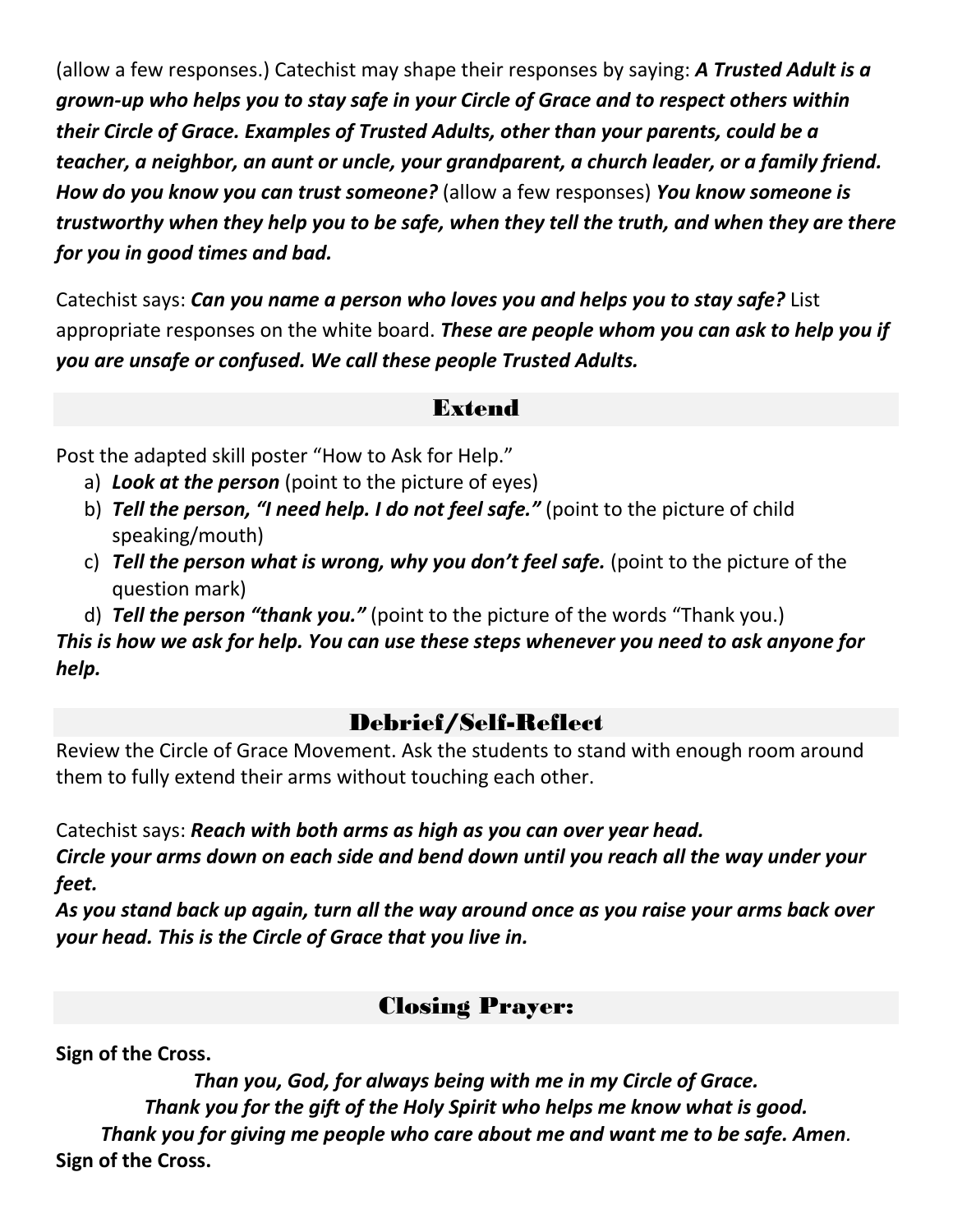(allow a few responses.) Catechist may shape their responses by saying: ***A Trusted Adult is a grown-up who helps you to stay safe in your Circle of Grace and to respect others within their Circle of Grace. Examples of Trusted Adults, other than your parents, could be a teacher, a neighbor, an aunt or uncle, your grandparent, a church leader, or a family friend. How do you know you can trust someone?*** (allow a few responses) ***You know someone is trustworthy when they help you to be safe, when they tell the truth, and when they are there for you in good times and bad.***

Catechist says: ***Can you name a person who loves you and helps you to stay safe?*** List appropriate responses on the white board. ***These are people whom you can ask to help you if you are unsafe or confused. We call these people Trusted Adults.***

## Extend

Post the adapted skill poster "How to Ask for Help."

a) ***Look at the person*** (point to the picture of eyes)
b) ***Tell the person, "I need help. I do not feel safe."*** (point to the picture of child speaking/mouth)
c) ***Tell the person what is wrong, why you don't feel safe.*** (point to the picture of the question mark)
d) ***Tell the person "thank you."*** (point to the picture of the words "Thank you.)

***This is how we ask for help. You can use these steps whenever you need to ask anyone for help.***

## Debrief/Self-Reflect

Review the Circle of Grace Movement. Ask the students to stand with enough room around them to fully extend their arms without touching each other.

Catechist says: ***Reach with both arms as high as you can over year head.***
***Circle your arms down on each side and bend down until you reach all the way under your feet.***
***As you stand back up again, turn all the way around once as you raise your arms back over your head. This is the Circle of Grace that you live in.***

## Closing Prayer:

**Sign of the Cross.**

*Than you, God, for always being with me in my Circle of Grace.*
*Thank you for the gift of the Holy Spirit who helps me know what is good.*
*Thank you for giving me people who care about me and want me to be safe. Amen.*

**Sign of the Cross.**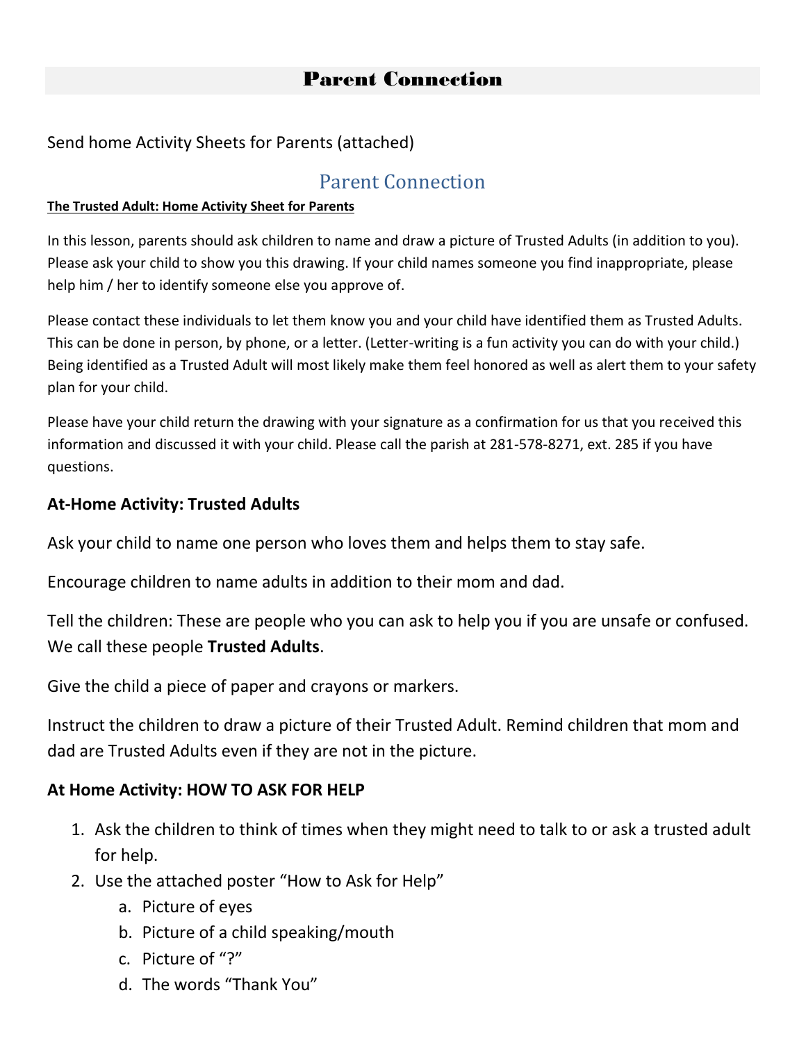# Parent Connection

Send home Activity Sheets for Parents (attached)

## Parent Connection

**The Trusted Adult: Home Activity Sheet for Parents**

In this lesson, parents should ask children to name and draw a picture of Trusted Adults (in addition to you). Please ask your child to show you this drawing. If your child names someone you find inappropriate, please help him / her to identify someone else you approve of.

Please contact these individuals to let them know you and your child have identified them as Trusted Adults. This can be done in person, by phone, or a letter. (Letter-writing is a fun activity you can do with your child.) Being identified as a Trusted Adult will most likely make them feel honored as well as alert them to your safety plan for your child.

Please have your child return the drawing with your signature as a confirmation for us that you received this information and discussed it with your child. Please call the parish at 281-578-8271, ext. 285 if you have questions.

### At-Home Activity: Trusted Adults

Ask your child to name one person who loves them and helps them to stay safe.

Encourage children to name adults in addition to their mom and dad.

Tell the children: These are people who you can ask to help you if you are unsafe or confused. We call these people **Trusted Adults**.

Give the child a piece of paper and crayons or markers.

Instruct the children to draw a picture of their Trusted Adult. Remind children that mom and dad are Trusted Adults even if they are not in the picture.

### At Home Activity: HOW TO ASK FOR HELP

1. Ask the children to think of times when they might need to talk to or ask a trusted adult for help.
2. Use the attached poster "How to Ask for Help"
    a. Picture of eyes
    b. Picture of a child speaking/mouth
    c. Picture of "?"
    d. The words "Thank You"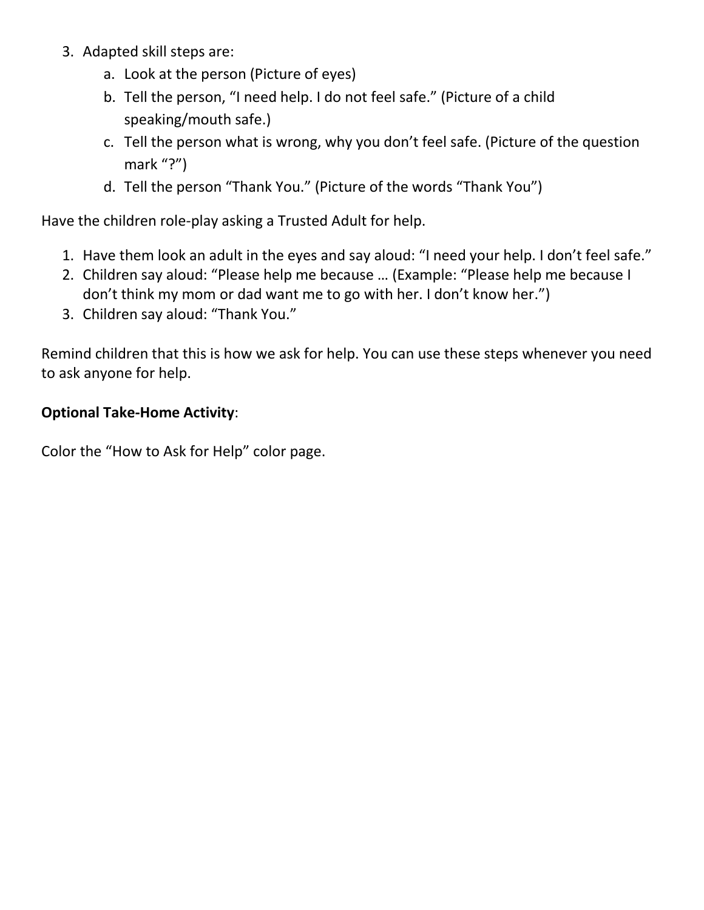3. Adapted skill steps are:
    a. Look at the person (Picture of eyes)
    b. Tell the person, "I need help. I do not feel safe." (Picture of a child speaking/mouth safe.)
    c. Tell the person what is wrong, why you don't feel safe. (Picture of the question mark "?")
    d. Tell the person "Thank You." (Picture of the words "Thank You")

Have the children role-play asking a Trusted Adult for help.

1. Have them look an adult in the eyes and say aloud: "I need your help. I don't feel safe."
2. Children say aloud: "Please help me because … (Example: "Please help me because I don't think my mom or dad want me to go with her. I don't know her.")
3. Children say aloud: "Thank You."

Remind children that this is how we ask for help. You can use these steps whenever you need to ask anyone for help.

**Optional Take-Home Activity**:

Color the "How to Ask for Help" color page.